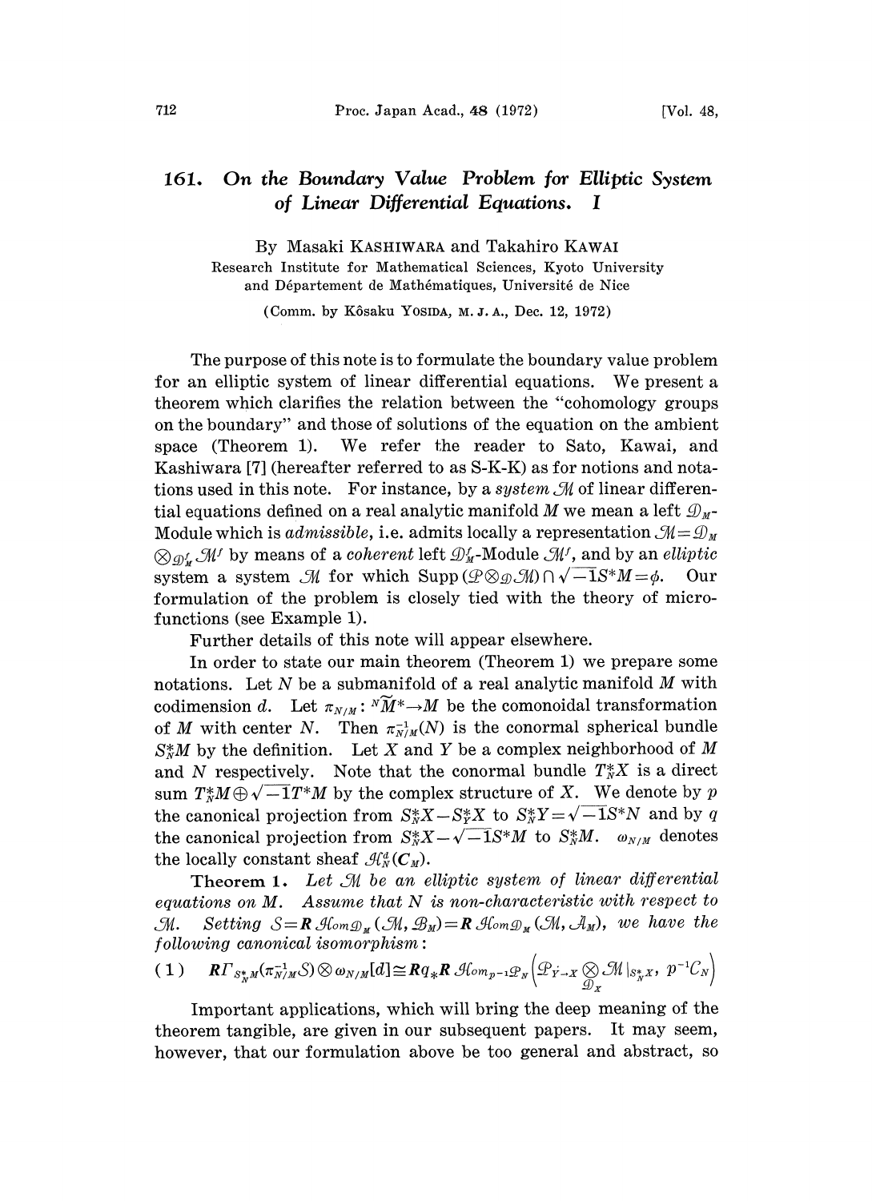# 161. On the Boundary Value Problem for Elliptic System of Linear Differential Equations. I

By Masaki KASHIWARA and Takahiro KAWAI

Research Institute for Mathematical Sciences, Kyoto University and Département de Mathématiques, Université de Nice

(Comm. by Kôsaku YOSIDA, M. J. A., Dec. 12, 1972)

The purpose of this note is to formulate the boundary value problem for an elliptic system of linear differential equations. We present a theorem which clarifies the relation between the "cohomology groups on the boundary" and those of solutions of the equation on the ambient space (Theorem 1). We refer the reader to Sato, Kawai, and Kashiwara [7] (hereafter referred to as S-K-K) as for notions and notations used in this note. For instance, by a *system* $\mathcal{M}$ of linear differential equations defined on a real analytic manifold $M$ we mean a left $\mathcal{D}_M$-Module which is *admissible*, i.e. admits locally a representation $\mathcal{M}=\mathcal{D}_M \otimes_{\mathcal{D}_M^f} \mathcal{M}^f$ by means of a *coherent* left $\mathcal{D}_M^f$-Module $\mathcal{M}^f$, and by an *elliptic* system a system $\mathcal{M}$ for which $\mathrm{Supp}\,(\mathcal{P}\otimes_{\mathcal{D}}\mathcal{M})\cap\sqrt{-1}S^*M=\phi$. Our formulation of the problem is closely tied with the theory of microfunctions (see Example 1).

Further details of this note will appear elsewhere.

In order to state our main theorem (Theorem 1) we prepare some notations. Let $N$ be a submanifold of a real analytic manifold $M$ with codimension $d$. Let $\pi_{N/M}: {}^N\widetilde{M}^* \to M$ be the comonoidal transformation of $M$ with center $N$. Then $\pi_{N/M}^{-1}(N)$ is the conormal spherical bundle $S_N^*M$ by the definition. Let $X$ and $Y$ be a complex neighborhood of $M$ and $N$ respectively. Note that the conormal bundle $T_N^*X$ is a direct sum $T_N^*M\oplus\sqrt{-1}T^*M$ by the complex structure of $X$. We denote by $p$ the canonical projection from $S_N^*X-S_Y^*X$ to $S_N^*Y=\sqrt{-1}S^*N$ and by $q$ the canonical projection from $S_N^*X-\sqrt{-1}S^*M$ to $S_N^*M$. $\omega_{N/M}$ denotes the locally constant sheaf $\mathcal{H}_N^d(\boldsymbol{C}_M)$.

**Theorem 1.** *Let $\mathcal{M}$ be an elliptic system of linear differential equations on $M$. Assume that $N$ is non-characteristic with respect to $\mathcal{M}$. Setting $\mathcal{S}=\boldsymbol{R}\,\mathcal{H}om_{\mathcal{D}_M}(\mathcal{M},\mathcal{B}_M)=\boldsymbol{R}\,\mathcal{H}om_{\mathcal{D}_M}(\mathcal{M},\mathcal{A}_M)$, we have the following canonical isomorphism*:

$$(1)\quad \boldsymbol{R}\Gamma_{S_N^*M}(\pi_{N/M}^{-1}\mathcal{S})\otimes\omega_{N/M}[d]\cong \boldsymbol{R}q_*\boldsymbol{R}\,\mathcal{H}om_{p^{-1}\mathcal{P}_N}\Big(\mathcal{P}_{Y\to X}\underset{\mathcal{D}_X}{\otimes}\mathcal{M}|_{S_N^*X},\ p^{-1}\mathcal{C}_N\Big)$$

Important applications, which will bring the deep meaning of the theorem tangible, are given in our subsequent papers. It may seem, however, that our formulation above be too general and abstract, so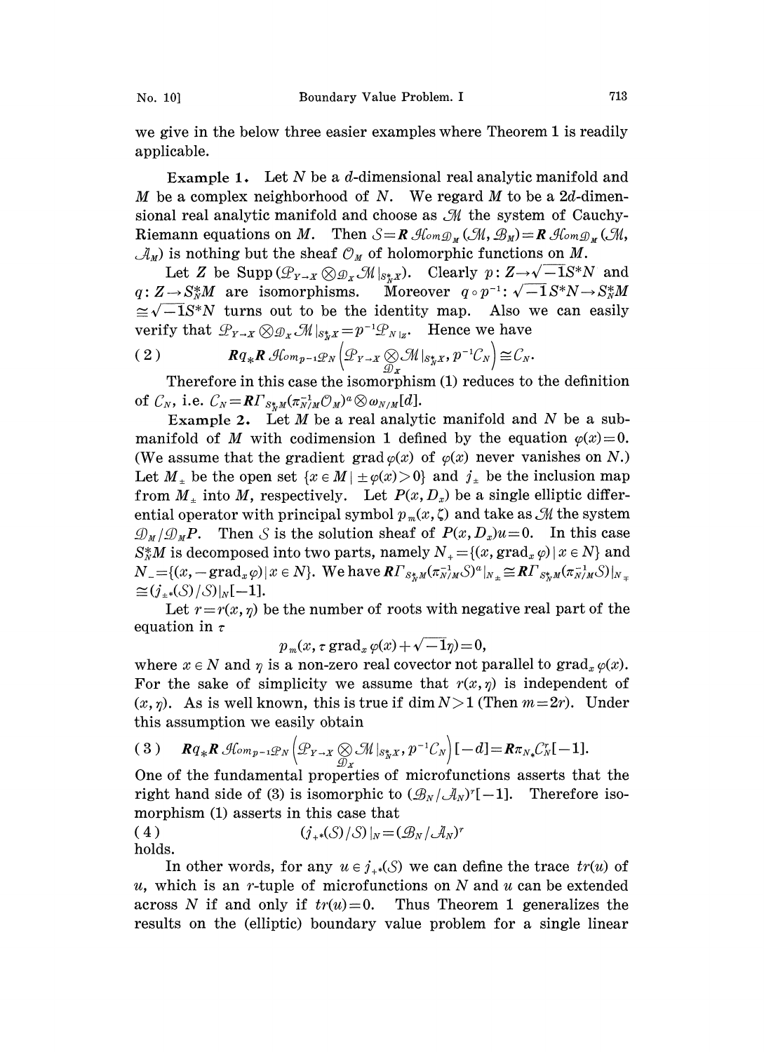we give in the below three easier examples where Theorem 1 is readily applicable.

**Example 1.** Let $N$ be a $d$-dimensional real analytic manifold and $M$ be a complex neighborhood of $N$. We regard $M$ to be a $2d$-dimensional real analytic manifold and choose as $\mathcal{M}$ the system of Cauchy-Riemann equations on $M$. Then $\mathcal{S}=\boldsymbol{R}\,\mathcal{H}om_{\mathcal{D}_M}(\mathcal{M},\mathcal{B}_M)=\boldsymbol{R}\,\mathcal{H}om_{\mathcal{D}_M}(\mathcal{M},\mathcal{A}_M)$ is nothing but the sheaf $\mathcal{O}_M$ of holomorphic functions on $M$.

Let $Z$ be $\operatorname{Supp}(\mathcal{P}_{Y\to X}\otimes_{\mathcal{D}_X}\mathcal{M}|_{S_N^*X})$. Clearly $p: Z\to\sqrt{-1}S^*N$ and $q: Z\to S_N^*M$ are isomorphisms. Moreover $q\circ p^{-1}: \sqrt{-1}S^*N\to S_N^*M \cong\sqrt{-1}S^*N$ turns out to be the identity map. Also we can easily verify that $\mathcal{P}_{Y\to X}\otimes_{\mathcal{D}_X}\mathcal{M}|_{S_N^*X}=p^{-1}\mathcal{P}_{N}|_Z$. Hence we have

$$\boldsymbol{R}q_*\boldsymbol{R}\,\mathcal{H}om_{p^{-1}\mathcal{P}_N}\left(\mathcal{P}_{Y\to X}\underset{\mathcal{D}_X}{\otimes}\mathcal{M}|_{S_N^*X},\, p^{-1}\mathcal{C}_N\right)\cong\mathcal{C}_N. \tag{2}$$

Therefore in this case the isomorphism (1) reduces to the definition of $\mathcal{C}_N$, i.e. $\mathcal{C}_N=\boldsymbol{R}\Gamma_{S_N^*M}(\pi_{N/M}^{-1}\mathcal{O}_M)^a\otimes\omega_{N/M}[d]$.

**Example 2.** Let $M$ be a real analytic manifold and $N$ be a submanifold of $M$ with codimension 1 defined by the equation $\varphi(x)=0$. (We assume that the gradient $\operatorname{grad}\varphi(x)$ of $\varphi(x)$ never vanishes on $N$.) Let $M_\pm$ be the open set $\{x\in M\mid \pm\varphi(x)>0\}$ and $j_\pm$ be the inclusion map from $M_\pm$ into $M$, respectively. Let $P(x,D_x)$ be a single elliptic differential operator with principal symbol $p_m(x,\zeta)$ and take as $\mathcal{M}$ the system $\mathcal{D}_M/\mathcal{D}_M P$. Then $\mathcal{S}$ is the solution sheaf of $P(x,D_x)u=0$. In this case $S_N^*M$ is decomposed into two parts, namely $N_+=\{(x,\operatorname{grad}_x\varphi)\mid x\in N\}$ and $N_-=\{(x,-\operatorname{grad}_x\varphi)\mid x\in N\}$. We have $\boldsymbol{R}\Gamma_{S_N^*M}(\pi_{N/M}^{-1}\mathcal{S})^a|_{N_\pm}\cong\boldsymbol{R}\Gamma_{S_N^*M}(\pi_{N/M}^{-1}\mathcal{S})|_{N_\mp}\cong(j_{\pm*}(\mathcal{S})/\mathcal{S})|_N[-1]$.

Let $r=r(x,\eta)$ be the number of roots with negative real part of the equation in $\tau$

$$p_m(x,\tau\operatorname{grad}_x\varphi(x)+\sqrt{-1}\eta)=0,$$

where $x\in N$ and $\eta$ is a non-zero real covector not parallel to $\operatorname{grad}_x\varphi(x)$. For the sake of simplicity we assume that $r(x,\eta)$ is independent of $(x,\eta)$. As is well known, this is true if $\dim N>1$ (Then $m=2r$). Under this assumption we easily obtain

$$\boldsymbol{R}q_*\boldsymbol{R}\,\mathcal{H}om_{p^{-1}\mathcal{P}_N}\left(\mathcal{P}_{Y\to X}\underset{\mathcal{D}_X}{\otimes}\mathcal{M}|_{S_N^*X},\, p^{-1}\mathcal{C}_N\right)[-d]=\boldsymbol{R}\pi_{N_*}\mathcal{C}_N^r[-1]. \tag{3}$$

One of the fundamental properties of microfunctions asserts that the right hand side of (3) is isomorphic to $(\mathcal{B}_N/\mathcal{A}_N)^r[-1]$. Therefore isomorphism (1) asserts in this case that

$$(j_{+*}(\mathcal{S})/\mathcal{S})|_N=(\mathcal{B}_N/\mathcal{A}_N)^r \tag{4}$$

holds.

In other words, for any $u\in j_{+*}(\mathcal{S})$ we can define the trace $tr(u)$ of $u$, which is an $r$-tuple of microfunctions on $N$ and $u$ can be extended across $N$ if and only if $tr(u)=0$. Thus Theorem 1 generalizes the results on the (elliptic) boundary value problem for a single linear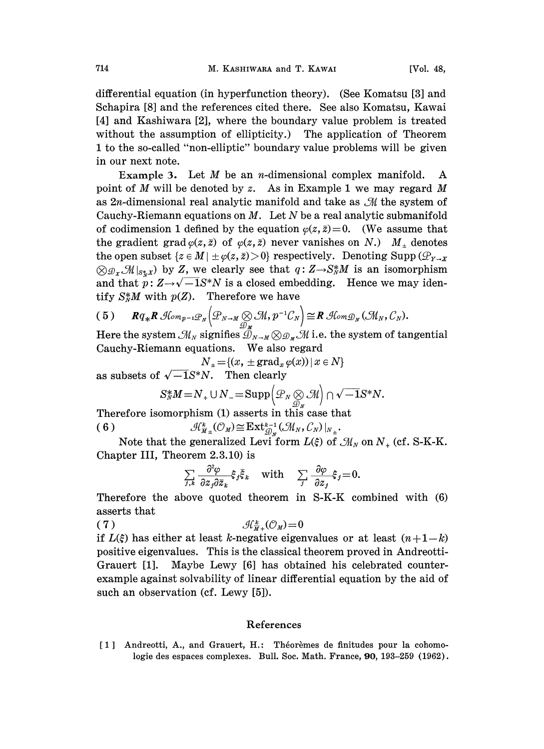differential equation (in hyperfunction theory). (See Komatsu [3] and Schapira [8] and the references cited there. See also Komatsu, Kawai [4] and Kashiwara [2], where the boundary value problem is treated without the assumption of ellipticity.) The application of Theorem 1 to the so-called "non-elliptic" boundary value problems will be given in our next note.

**Example 3.** Let $M$ be an $n$-dimensional complex manifold. A point of $M$ will be denoted by $z$. As in Example 1 we may regard $M$ as $2n$-dimensional real analytic manifold and take as $\mathcal{M}$ the system of Cauchy-Riemann equations on $M$. Let $N$ be a real analytic submanifold of codimension 1 defined by the equation $\varphi(z, \bar{z})=0$. (We assume that the gradient $\operatorname{grad}\varphi(z,\bar{z})$ of $\varphi(z,\bar{z})$ never vanishes on $N$.) $M_{\pm}$ denotes the open subset $\{z \in M \mid \pm\varphi(z,\bar{z})>0\}$ respectively. Denoting $\operatorname{Supp}(\mathcal{P}_{Y\to X} \otimes_{\mathcal{D}_X} \mathcal{M}|_{S_N^*X})$ by $Z$, we clearly see that $q: Z \to S_N^*M$ is an isomorphism and that $p: Z \to \sqrt{-1}S^*N$ is a closed embedding. Hence we may identify $S_N^*M$ with $p(Z)$. Therefore we have

$$(5) \qquad \boldsymbol{R}q_*\boldsymbol{R}\,\mathcal{H}om_{p^{-1}\mathcal{P}_N}\Big(\mathcal{P}_{N\to M} \underset{\mathcal{D}_M}{\otimes} \mathcal{M}, p^{-1}\mathcal{C}_N\Big) \cong \boldsymbol{R}\,\mathcal{H}om_{\mathcal{D}_N}(\mathcal{M}_N, \mathcal{C}_N).$$

Here the system $\mathcal{M}_N$ signifies $\mathcal{D}_{N\to M} \otimes_{\mathcal{D}_M} \mathcal{M}$ i.e. the system of tangential Cauchy-Riemann equations. We also regard

$$N_{\pm} = \{(x, \pm\operatorname{grad}_x \varphi(x)) \mid x \in N\}$$

as subsets of $\sqrt{-1}S^*N$. Then clearly

$$S_N^*M = N_+ \cup N_- = \operatorname{Supp}\Big(\mathcal{P}_N \underset{\mathcal{D}_N}{\otimes} \mathcal{M}\Big) \cap \sqrt{-1}S^*N.$$

Therefore isomorphism (1) asserts in this case that

$$(6) \qquad \mathcal{H}^k_{\bar{M}_\pm}(\mathcal{O}_M) \cong \operatorname{Ext}^{k-1}_{\mathcal{D}_N}(\mathcal{M}_N, \mathcal{C}_N)|_{N_\pm}.$$

Note that the generalized Levi form $L(\xi)$ of $\mathcal{M}_N$ on $N_+$ (cf. S-K-K. Chapter III, Theorem 2.3.10) is

$$\sum_{j,k} \frac{\partial^2 \varphi}{\partial z_j \partial \bar{z}_k} \xi_j \bar{\xi}_k \quad \text{with} \quad \sum_j \frac{\partial \varphi}{\partial z_j} \xi_j = 0.$$

Therefore the above quoted theorem in S-K-K combined with (6) asserts that

$$(7) \qquad \mathcal{H}^k_{\bar{M}_+}(\mathcal{O}_M) = 0$$

if $L(\xi)$ has either at least $k$-negative eigenvalues or at least $(n+1-k)$ positive eigenvalues. This is the classical theorem proved in Andreotti-Grauert [1]. Maybe Lewy [6] has obtained his celebrated counter-example against solvability of linear differential equation by the aid of such an observation (cf. Lewy [5]).

## References

[1] Andreotti, A., and Grauert, H.: Théorèmes de finitudes pour la cohomologie des espaces complexes. Bull. Soc. Math. France, **90**, 193–259 (1962).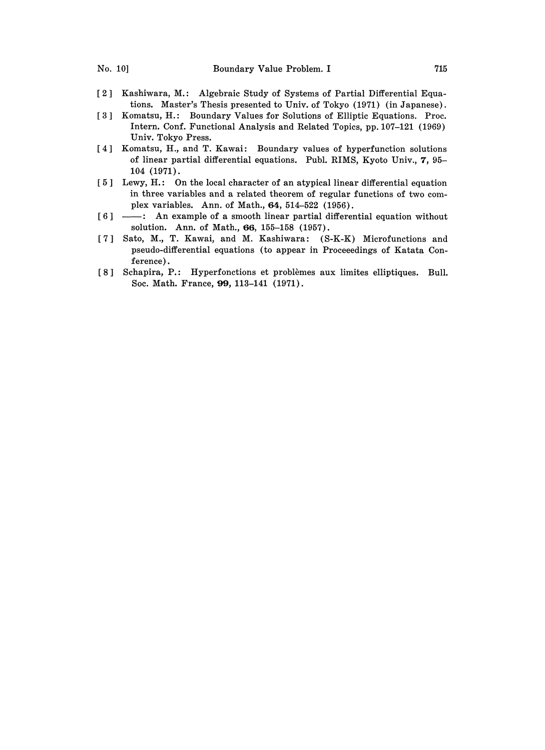[2] Kashiwara, M.: Algebraic Study of Systems of Partial Differential Equations. Master's Thesis presented to Univ. of Tokyo (1971) (in Japanese).

[3] Komatsu, H.: Boundary Values for Solutions of Elliptic Equations. Proc. Intern. Conf. Functional Analysis and Related Topics, pp. 107–121 (1969) Univ. Tokyo Press.

[4] Komatsu, H., and T. Kawai: Boundary values of hyperfunction solutions of linear partial differential equations. Publ. RIMS, Kyoto Univ., **7**, 95–104 (1971).

[5] Lewy, H.: On the local character of an atypical linear differential equation in three variables and a related theorem of regular functions of two complex variables. Ann. of Math., **64**, 514–522 (1956).

[6] ——: An example of a smooth linear partial differential equation without solution. Ann. of Math., **66**, 155–158 (1957).

[7] Sato, M., T. Kawai, and M. Kashiwara: (S-K-K) Microfunctions and pseudo-differential equations (to appear in Proceeedings of Katata Conference).

[8] Schapira, P.: Hyperfonctions et problèmes aux limites elliptiques. Bull. Soc. Math. France, **99**, 113–141 (1971).